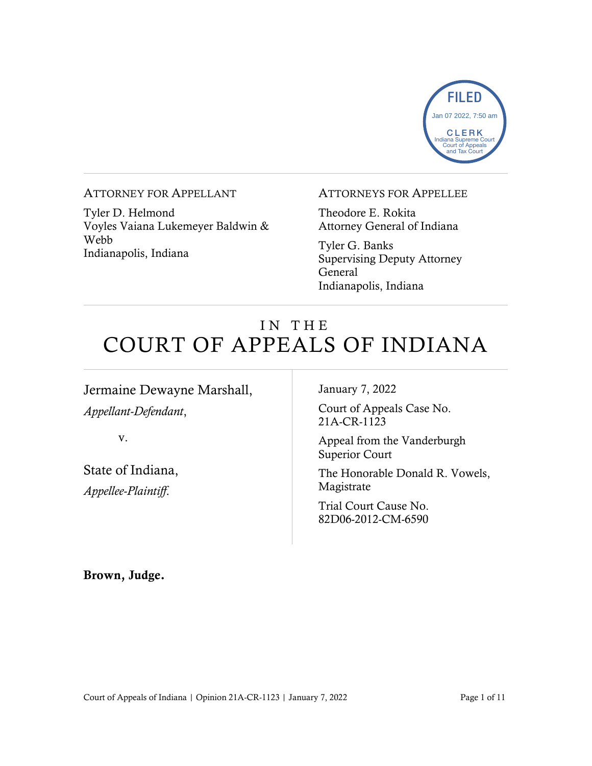FILED
Jan 07 2022, 7:50 am
CLERK
Indiana Supreme Court
Court of Appeals
and Tax Court

ATTORNEY FOR APPELLANT

Tyler D. Helmond
Voyles Vaiana Lukemeyer Baldwin & Webb
Indianapolis, Indiana

ATTORNEYS FOR APPELLEE

Theodore E. Rokita
Attorney General of Indiana

Tyler G. Banks
Supervising Deputy Attorney General
Indianapolis, Indiana

# IN THE COURT OF APPEALS OF INDIANA

Jermaine Dewayne Marshall,
*Appellant-Defendant*,

v.

State of Indiana,
*Appellee-Plaintiff*.

January 7, 2022

Court of Appeals Case No. 21A-CR-1123

Appeal from the Vanderburgh Superior Court

The Honorable Donald R. Vowels, Magistrate

Trial Court Cause No. 82D06-2012-CM-6590

**Brown, Judge.**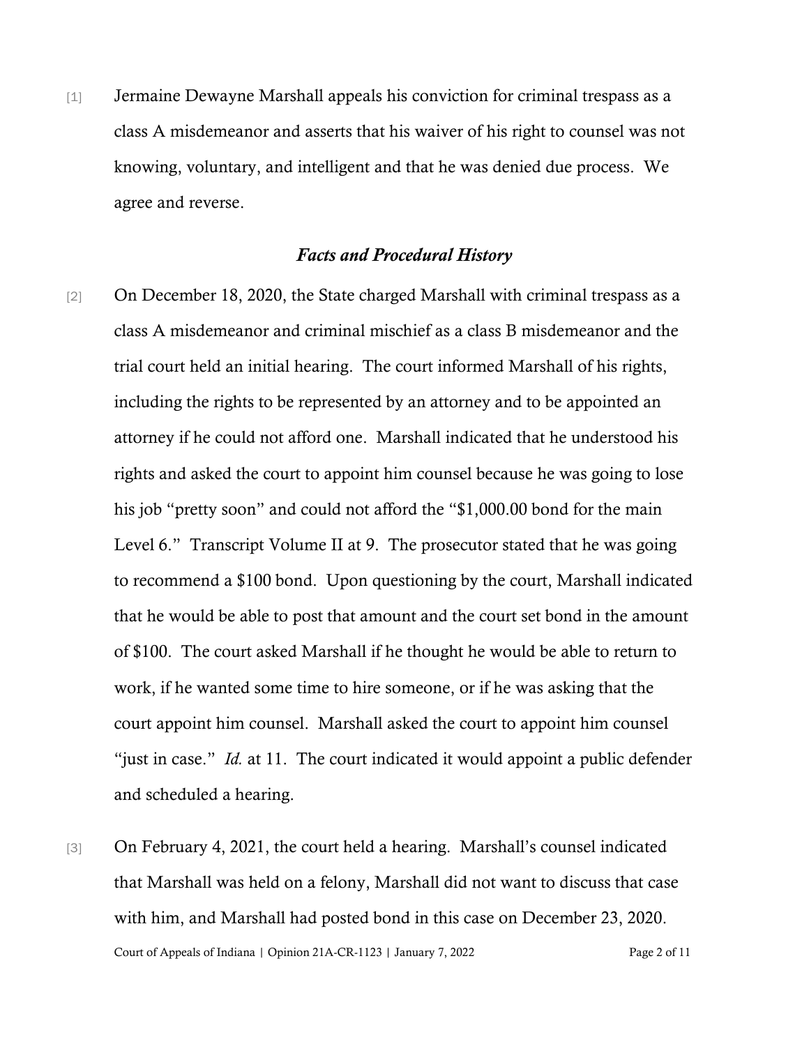[1] Jermaine Dewayne Marshall appeals his conviction for criminal trespass as a class A misdemeanor and asserts that his waiver of his right to counsel was not knowing, voluntary, and intelligent and that he was denied due process. We agree and reverse.

## *Facts and Procedural History*

[2] On December 18, 2020, the State charged Marshall with criminal trespass as a class A misdemeanor and criminal mischief as a class B misdemeanor and the trial court held an initial hearing. The court informed Marshall of his rights, including the rights to be represented by an attorney and to be appointed an attorney if he could not afford one. Marshall indicated that he understood his rights and asked the court to appoint him counsel because he was going to lose his job "pretty soon" and could not afford the "$1,000.00 bond for the main Level 6." Transcript Volume II at 9. The prosecutor stated that he was going to recommend a $100 bond. Upon questioning by the court, Marshall indicated that he would be able to post that amount and the court set bond in the amount of $100. The court asked Marshall if he thought he would be able to return to work, if he wanted some time to hire someone, or if he was asking that the court appoint him counsel. Marshall asked the court to appoint him counsel "just in case." *Id.* at 11. The court indicated it would appoint a public defender and scheduled a hearing.

[3] On February 4, 2021, the court held a hearing. Marshall's counsel indicated that Marshall was held on a felony, Marshall did not want to discuss that case with him, and Marshall had posted bond in this case on December 23, 2020.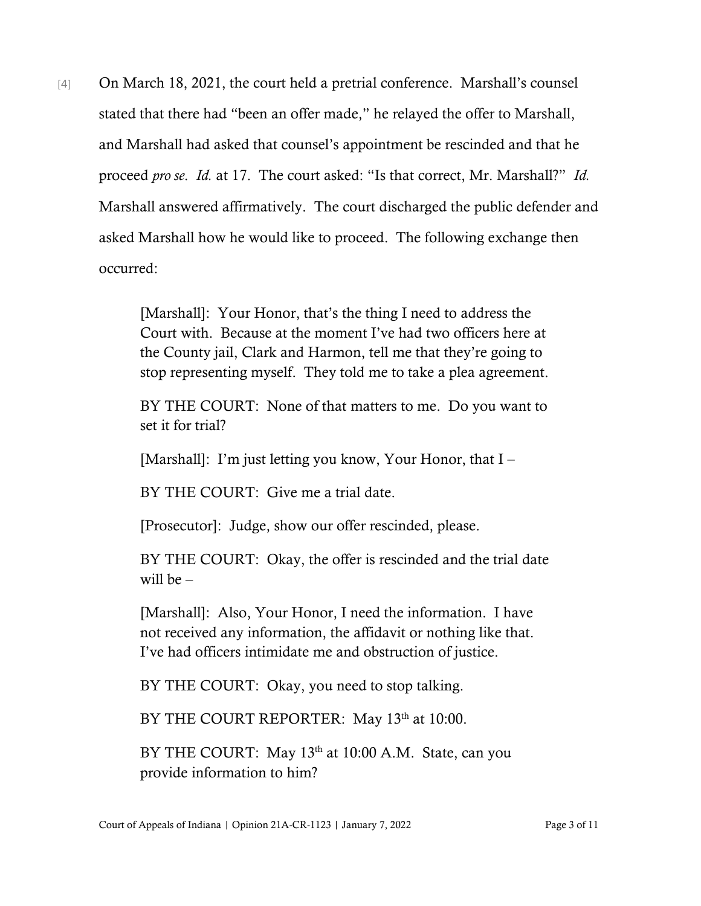[4] On March 18, 2021, the court held a pretrial conference. Marshall's counsel stated that there had "been an offer made," he relayed the offer to Marshall, and Marshall had asked that counsel's appointment be rescinded and that he proceed *pro se*. *Id.* at 17. The court asked: "Is that correct, Mr. Marshall?" *Id.* Marshall answered affirmatively. The court discharged the public defender and asked Marshall how he would like to proceed. The following exchange then occurred:

> [Marshall]: Your Honor, that's the thing I need to address the Court with. Because at the moment I've had two officers here at the County jail, Clark and Harmon, tell me that they're going to stop representing myself. They told me to take a plea agreement.
>
> BY THE COURT: None of that matters to me. Do you want to set it for trial?
>
> [Marshall]: I'm just letting you know, Your Honor, that I –
>
> BY THE COURT: Give me a trial date.
>
> [Prosecutor]: Judge, show our offer rescinded, please.
>
> BY THE COURT: Okay, the offer is rescinded and the trial date will be –
>
> [Marshall]: Also, Your Honor, I need the information. I have not received any information, the affidavit or nothing like that. I've had officers intimidate me and obstruction of justice.
>
> BY THE COURT: Okay, you need to stop talking.
>
> BY THE COURT REPORTER: May 13th at 10:00.
>
> BY THE COURT: May 13th at 10:00 A.M. State, can you provide information to him?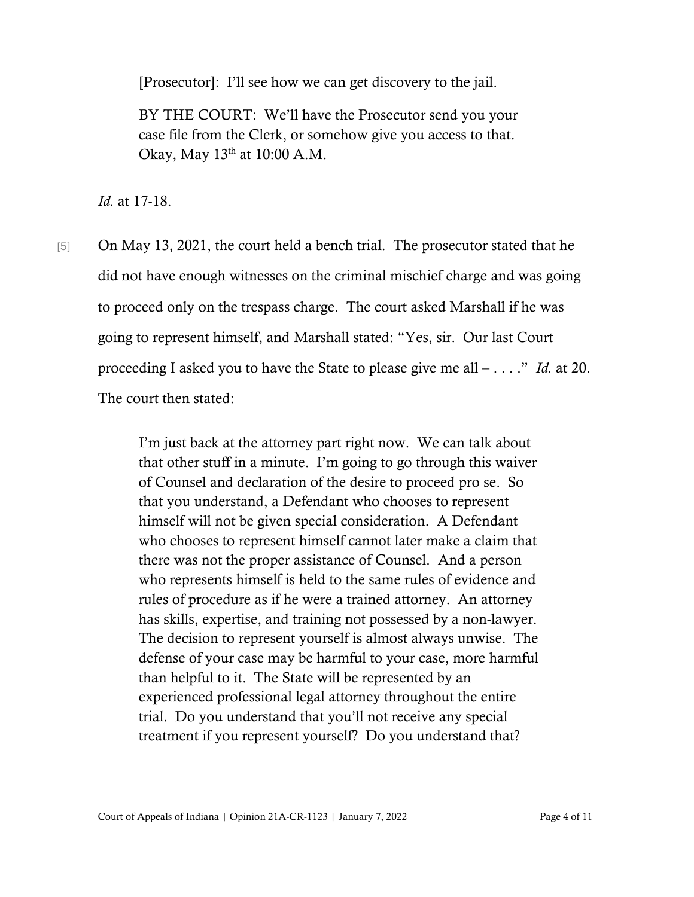> [Prosecutor]: I'll see how we can get discovery to the jail.
>
> BY THE COURT: We'll have the Prosecutor send you your case file from the Clerk, or somehow give you access to that. Okay, May 13th at 10:00 A.M.

*Id.* at 17-18.

[5] On May 13, 2021, the court held a bench trial. The prosecutor stated that he did not have enough witnesses on the criminal mischief charge and was going to proceed only on the trespass charge. The court asked Marshall if he was going to represent himself, and Marshall stated: "Yes, sir. Our last Court proceeding I asked you to have the State to please give me all – . . . ." *Id.* at 20. The court then stated:

> I'm just back at the attorney part right now. We can talk about that other stuff in a minute. I'm going to go through this waiver of Counsel and declaration of the desire to proceed pro se. So that you understand, a Defendant who chooses to represent himself will not be given special consideration. A Defendant who chooses to represent himself cannot later make a claim that there was not the proper assistance of Counsel. And a person who represents himself is held to the same rules of evidence and rules of procedure as if he were a trained attorney. An attorney has skills, expertise, and training not possessed by a non-lawyer. The decision to represent yourself is almost always unwise. The defense of your case may be harmful to your case, more harmful than helpful to it. The State will be represented by an experienced professional legal attorney throughout the entire trial. Do you understand that you'll not receive any special treatment if you represent yourself? Do you understand that?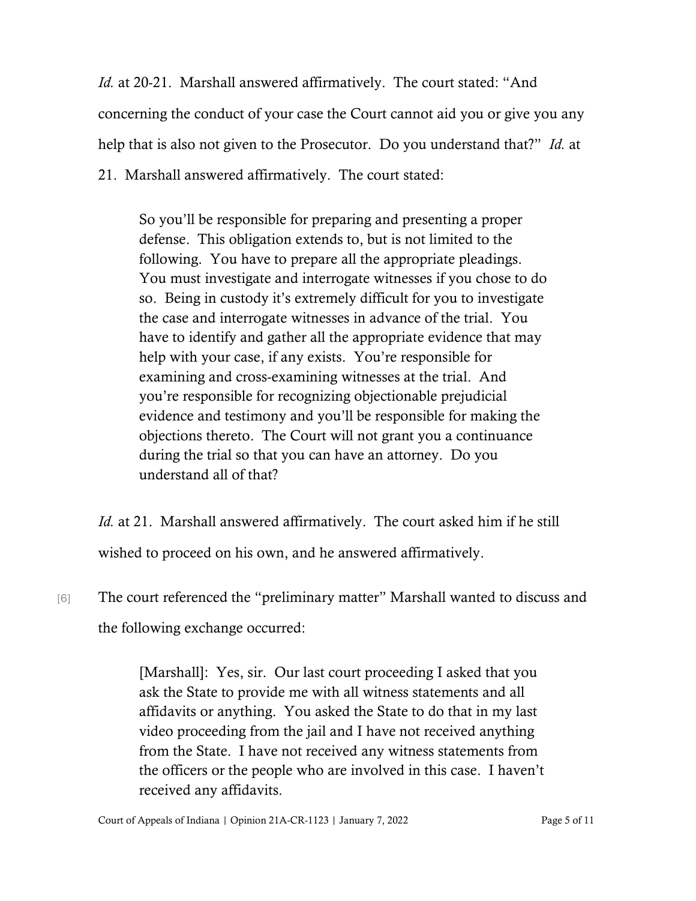*Id.* at 20-21. Marshall answered affirmatively. The court stated: "And concerning the conduct of your case the Court cannot aid you or give you any help that is also not given to the Prosecutor. Do you understand that?" *Id.* at 21. Marshall answered affirmatively. The court stated:

> So you'll be responsible for preparing and presenting a proper defense. This obligation extends to, but is not limited to the following. You have to prepare all the appropriate pleadings. You must investigate and interrogate witnesses if you chose to do so. Being in custody it's extremely difficult for you to investigate the case and interrogate witnesses in advance of the trial. You have to identify and gather all the appropriate evidence that may help with your case, if any exists. You're responsible for examining and cross-examining witnesses at the trial. And you're responsible for recognizing objectionable prejudicial evidence and testimony and you'll be responsible for making the objections thereto. The Court will not grant you a continuance during the trial so that you can have an attorney. Do you understand all of that?

*Id.* at 21. Marshall answered affirmatively. The court asked him if he still wished to proceed on his own, and he answered affirmatively.

[6] The court referenced the "preliminary matter" Marshall wanted to discuss and the following exchange occurred:

> [Marshall]: Yes, sir. Our last court proceeding I asked that you ask the State to provide me with all witness statements and all affidavits or anything. You asked the State to do that in my last video proceeding from the jail and I have not received anything from the State. I have not received any witness statements from the officers or the people who are involved in this case. I haven't received any affidavits.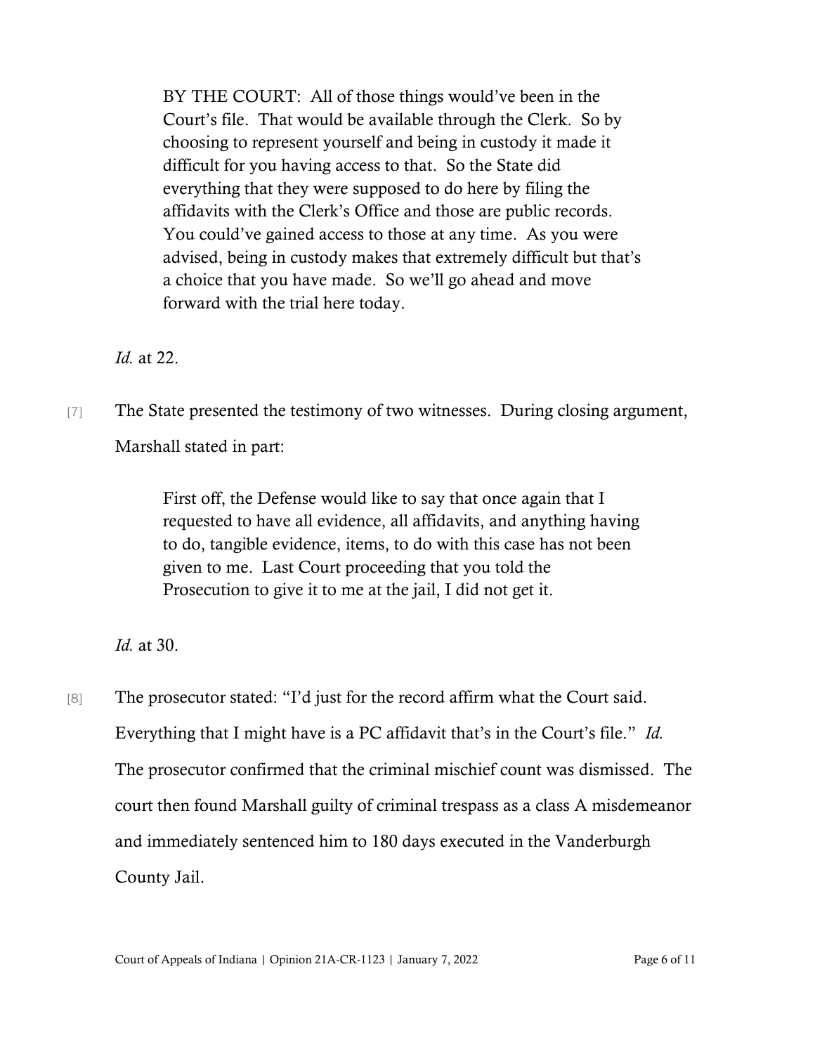> BY THE COURT: All of those things would've been in the Court's file. That would be available through the Clerk. So by choosing to represent yourself and being in custody it made it difficult for you having access to that. So the State did everything that they were supposed to do here by filing the affidavits with the Clerk's Office and those are public records. You could've gained access to those at any time. As you were advised, being in custody makes that extremely difficult but that's a choice that you have made. So we'll go ahead and move forward with the trial here today.

*Id.* at 22.

[7] The State presented the testimony of two witnesses. During closing argument, Marshall stated in part:

> First off, the Defense would like to say that once again that I requested to have all evidence, all affidavits, and anything having to do, tangible evidence, items, to do with this case has not been given to me. Last Court proceeding that you told the Prosecution to give it to me at the jail, I did not get it.

*Id.* at 30.

[8] The prosecutor stated: "I'd just for the record affirm what the Court said. Everything that I might have is a PC affidavit that's in the Court's file." *Id.* The prosecutor confirmed that the criminal mischief count was dismissed. The court then found Marshall guilty of criminal trespass as a class A misdemeanor and immediately sentenced him to 180 days executed in the Vanderburgh County Jail.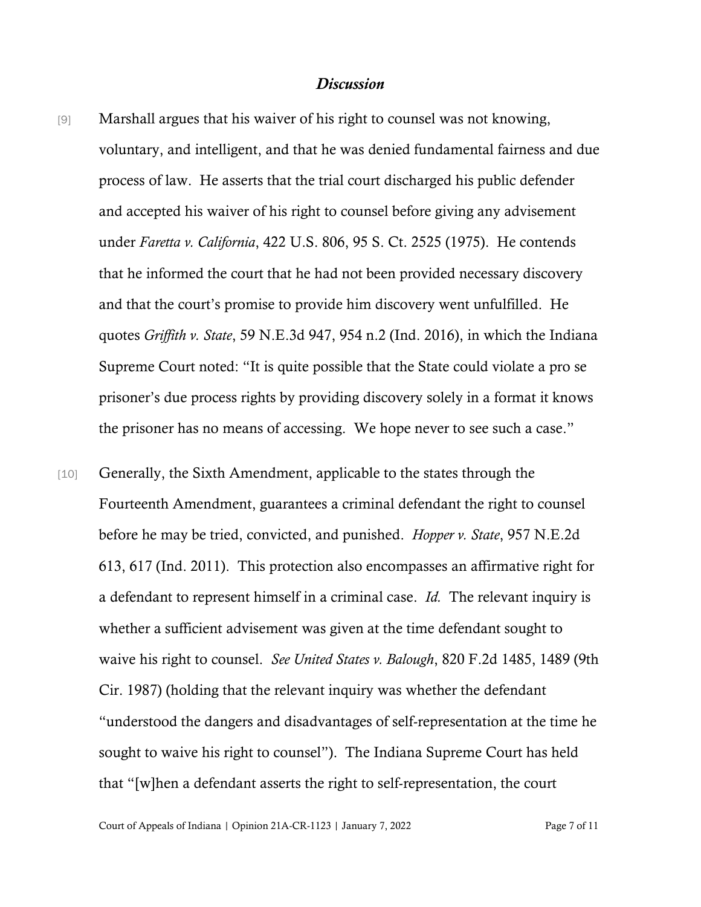## *Discussion*

[9] Marshall argues that his waiver of his right to counsel was not knowing, voluntary, and intelligent, and that he was denied fundamental fairness and due process of law. He asserts that the trial court discharged his public defender and accepted his waiver of his right to counsel before giving any advisement under *Faretta v. California*, 422 U.S. 806, 95 S. Ct. 2525 (1975). He contends that he informed the court that he had not been provided necessary discovery and that the court's promise to provide him discovery went unfulfilled. He quotes *Griffith v. State*, 59 N.E.3d 947, 954 n.2 (Ind. 2016), in which the Indiana Supreme Court noted: "It is quite possible that the State could violate a pro se prisoner's due process rights by providing discovery solely in a format it knows the prisoner has no means of accessing. We hope never to see such a case."

[10] Generally, the Sixth Amendment, applicable to the states through the Fourteenth Amendment, guarantees a criminal defendant the right to counsel before he may be tried, convicted, and punished. *Hopper v. State*, 957 N.E.2d 613, 617 (Ind. 2011). This protection also encompasses an affirmative right for a defendant to represent himself in a criminal case. *Id.* The relevant inquiry is whether a sufficient advisement was given at the time defendant sought to waive his right to counsel. *See United States v. Balough*, 820 F.2d 1485, 1489 (9th Cir. 1987) (holding that the relevant inquiry was whether the defendant "understood the dangers and disadvantages of self-representation at the time he sought to waive his right to counsel"). The Indiana Supreme Court has held that "[w]hen a defendant asserts the right to self-representation, the court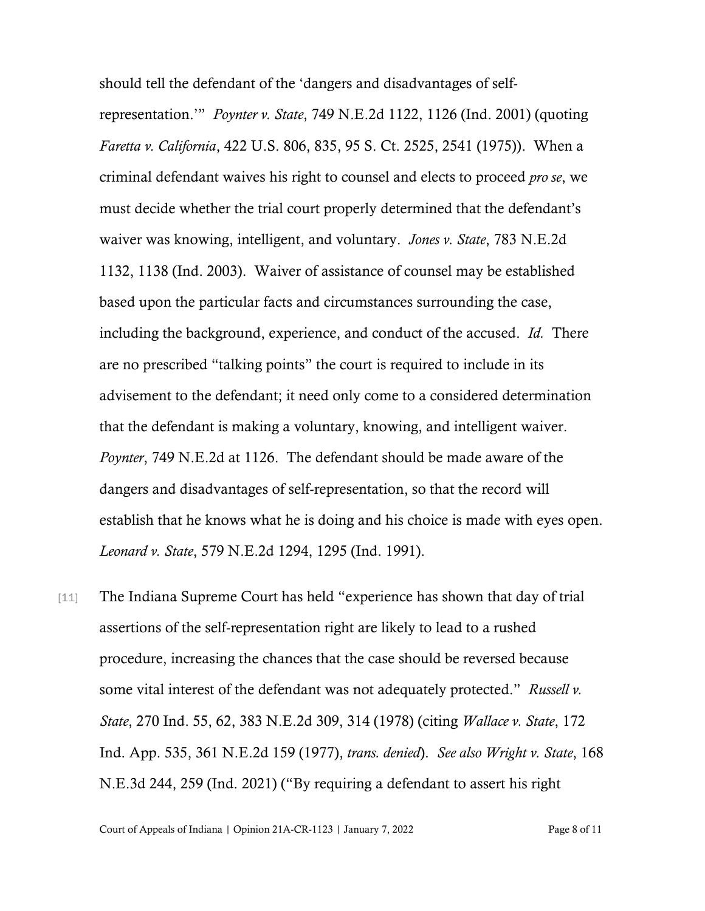should tell the defendant of the 'dangers and disadvantages of self-representation.'" *Poynter v. State*, 749 N.E.2d 1122, 1126 (Ind. 2001) (quoting *Faretta v. California*, 422 U.S. 806, 835, 95 S. Ct. 2525, 2541 (1975)). When a criminal defendant waives his right to counsel and elects to proceed *pro se*, we must decide whether the trial court properly determined that the defendant's waiver was knowing, intelligent, and voluntary. *Jones v. State*, 783 N.E.2d 1132, 1138 (Ind. 2003). Waiver of assistance of counsel may be established based upon the particular facts and circumstances surrounding the case, including the background, experience, and conduct of the accused. *Id.* There are no prescribed "talking points" the court is required to include in its advisement to the defendant; it need only come to a considered determination that the defendant is making a voluntary, knowing, and intelligent waiver. *Poynter*, 749 N.E.2d at 1126. The defendant should be made aware of the dangers and disadvantages of self-representation, so that the record will establish that he knows what he is doing and his choice is made with eyes open. *Leonard v. State*, 579 N.E.2d 1294, 1295 (Ind. 1991).

[11] The Indiana Supreme Court has held "experience has shown that day of trial assertions of the self-representation right are likely to lead to a rushed procedure, increasing the chances that the case should be reversed because some vital interest of the defendant was not adequately protected." *Russell v. State*, 270 Ind. 55, 62, 383 N.E.2d 309, 314 (1978) (citing *Wallace v. State*, 172 Ind. App. 535, 361 N.E.2d 159 (1977), *trans. denied*). *See also Wright v. State*, 168 N.E.3d 244, 259 (Ind. 2021) ("By requiring a defendant to assert his right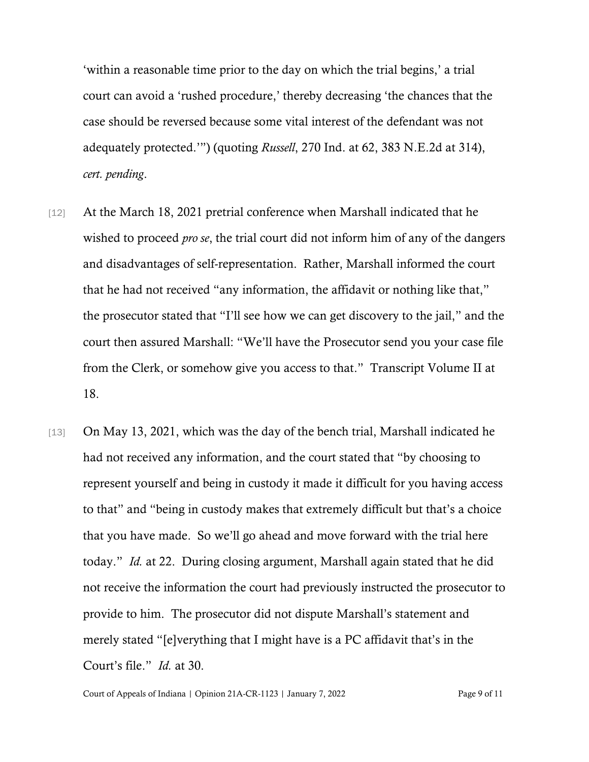'within a reasonable time prior to the day on which the trial begins,' a trial court can avoid a 'rushed procedure,' thereby decreasing 'the chances that the case should be reversed because some vital interest of the defendant was not adequately protected.'") (quoting *Russell*, 270 Ind. at 62, 383 N.E.2d at 314), *cert. pending*.

[12] At the March 18, 2021 pretrial conference when Marshall indicated that he wished to proceed *pro se*, the trial court did not inform him of any of the dangers and disadvantages of self-representation. Rather, Marshall informed the court that he had not received "any information, the affidavit or nothing like that," the prosecutor stated that "I'll see how we can get discovery to the jail," and the court then assured Marshall: "We'll have the Prosecutor send you your case file from the Clerk, or somehow give you access to that." Transcript Volume II at 18.

[13] On May 13, 2021, which was the day of the bench trial, Marshall indicated he had not received any information, and the court stated that "by choosing to represent yourself and being in custody it made it difficult for you having access to that" and "being in custody makes that extremely difficult but that's a choice that you have made. So we'll go ahead and move forward with the trial here today." *Id.* at 22. During closing argument, Marshall again stated that he did not receive the information the court had previously instructed the prosecutor to provide to him. The prosecutor did not dispute Marshall's statement and merely stated "[e]verything that I might have is a PC affidavit that's in the Court's file." *Id.* at 30.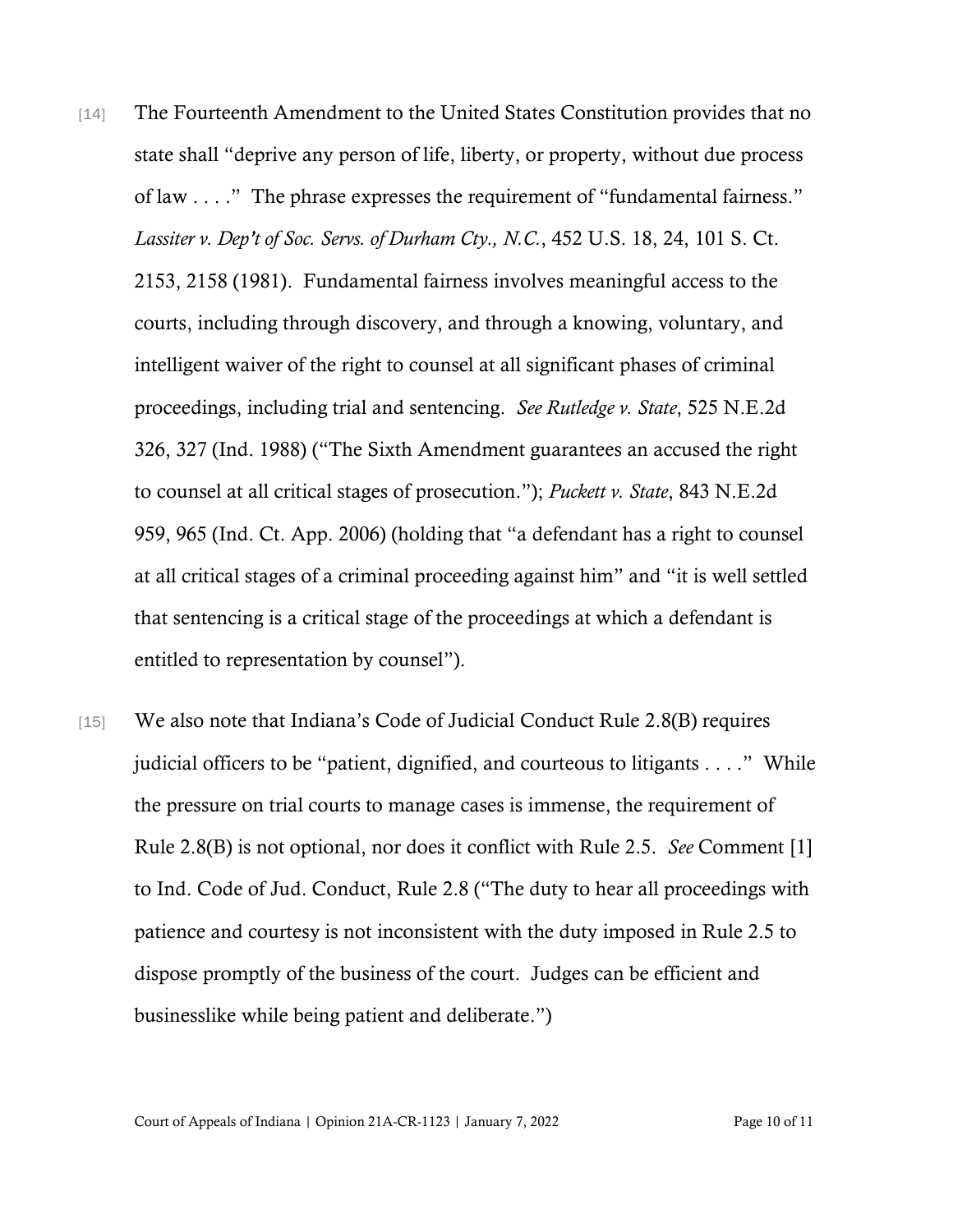[14] The Fourteenth Amendment to the United States Constitution provides that no state shall "deprive any person of life, liberty, or property, without due process of law . . . ." The phrase expresses the requirement of "fundamental fairness." *Lassiter v. Dep't of Soc. Servs. of Durham Cty., N.C.*, 452 U.S. 18, 24, 101 S. Ct. 2153, 2158 (1981). Fundamental fairness involves meaningful access to the courts, including through discovery, and through a knowing, voluntary, and intelligent waiver of the right to counsel at all significant phases of criminal proceedings, including trial and sentencing. *See Rutledge v. State*, 525 N.E.2d 326, 327 (Ind. 1988) ("The Sixth Amendment guarantees an accused the right to counsel at all critical stages of prosecution."); *Puckett v. State*, 843 N.E.2d 959, 965 (Ind. Ct. App. 2006) (holding that "a defendant has a right to counsel at all critical stages of a criminal proceeding against him" and "it is well settled that sentencing is a critical stage of the proceedings at which a defendant is entitled to representation by counsel").

[15] We also note that Indiana's Code of Judicial Conduct Rule 2.8(B) requires judicial officers to be "patient, dignified, and courteous to litigants . . . ." While the pressure on trial courts to manage cases is immense, the requirement of Rule 2.8(B) is not optional, nor does it conflict with Rule 2.5. *See* Comment [1] to Ind. Code of Jud. Conduct, Rule 2.8 ("The duty to hear all proceedings with patience and courtesy is not inconsistent with the duty imposed in Rule 2.5 to dispose promptly of the business of the court. Judges can be efficient and businesslike while being patient and deliberate.")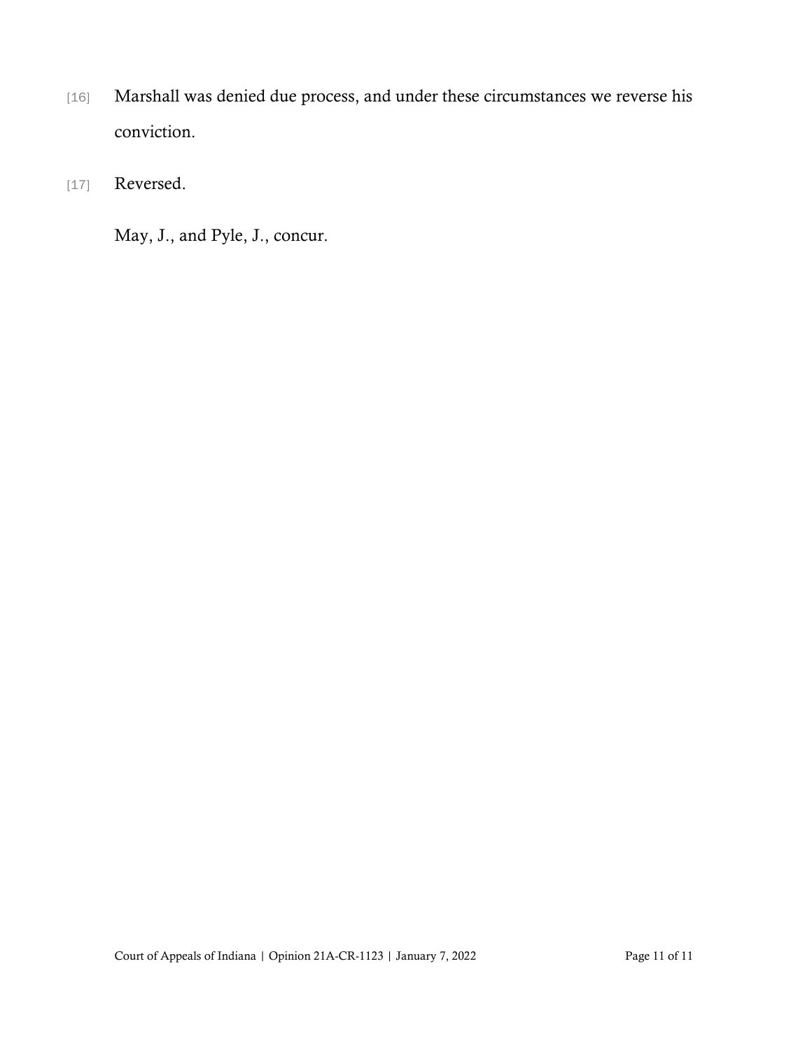[16] Marshall was denied due process, and under these circumstances we reverse his conviction.

[17] Reversed.

May, J., and Pyle, J., concur.